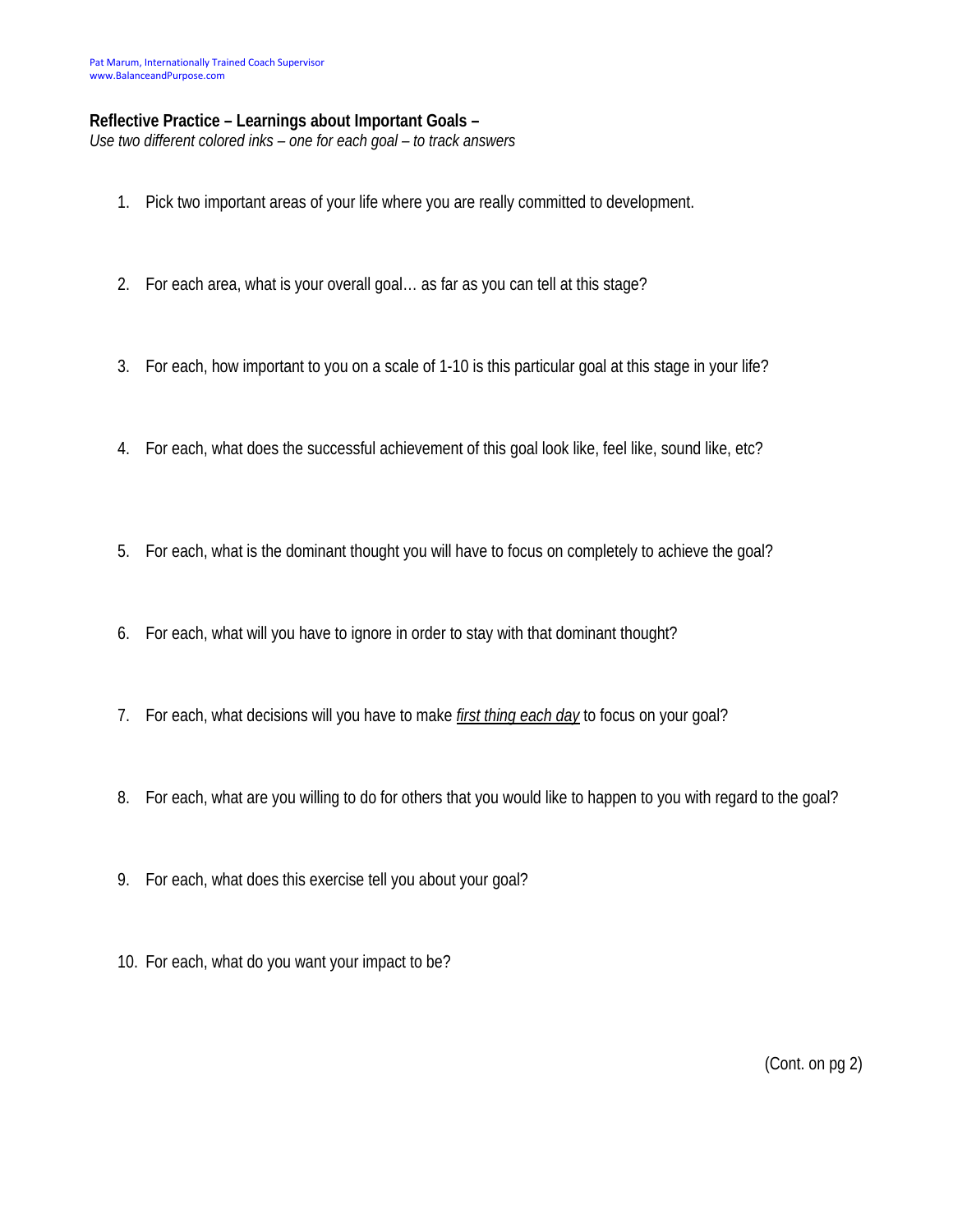Pat Marum, Internationally Trained Coach Supervisor
www.BalanceandPurpose.com

**Reflective Practice – Learnings about Important Goals –**
*Use two different colored inks – one for each goal – to track answers*

1. Pick two important areas of your life where you are really committed to development.

2. For each area, what is your overall goal… as far as you can tell at this stage?

3. For each, how important to you on a scale of 1-10 is this particular goal at this stage in your life?

4. For each, what does the successful achievement of this goal look like, feel like, sound like, etc?

5. For each, what is the dominant thought you will have to focus on completely to achieve the goal?

6. For each, what will you have to ignore in order to stay with that dominant thought?

7. For each, what decisions will you have to make ***first thing each day*** to focus on your goal?

8. For each, what are you willing to do for others that you would like to happen to you with regard to the goal?

9. For each, what does this exercise tell you about your goal?

10. For each, what do you want your impact to be?

(Cont. on pg 2)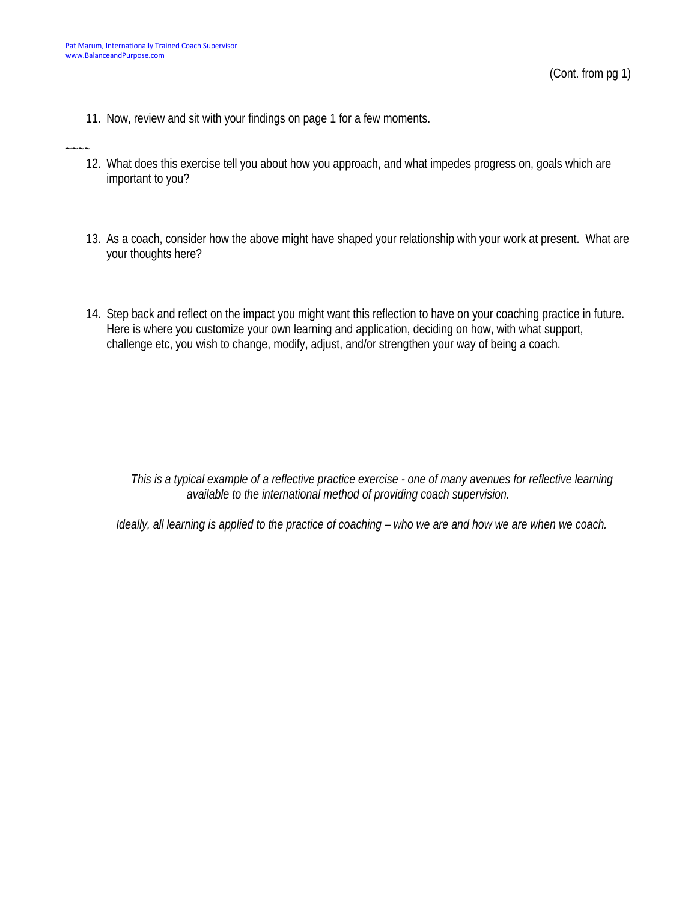(Cont. from pg 1)

11. Now, review and sit with your findings on page 1 for a few moments.

~~~~

12. What does this exercise tell you about how you approach, and what impedes progress on, goals which are important to you?

13. As a coach, consider how the above might have shaped your relationship with your work at present. What are your thoughts here?

14. Step back and reflect on the impact you might want this reflection to have on your coaching practice in future. Here is where you customize your own learning and application, deciding on how, with what support, challenge etc, you wish to change, modify, adjust, and/or strengthen your way of being a coach.

*This is a typical example of a reflective practice exercise - one of many avenues for reflective learning available to the international method of providing coach supervision.*

*Ideally, all learning is applied to the practice of coaching – who we are and how we are when we coach.*